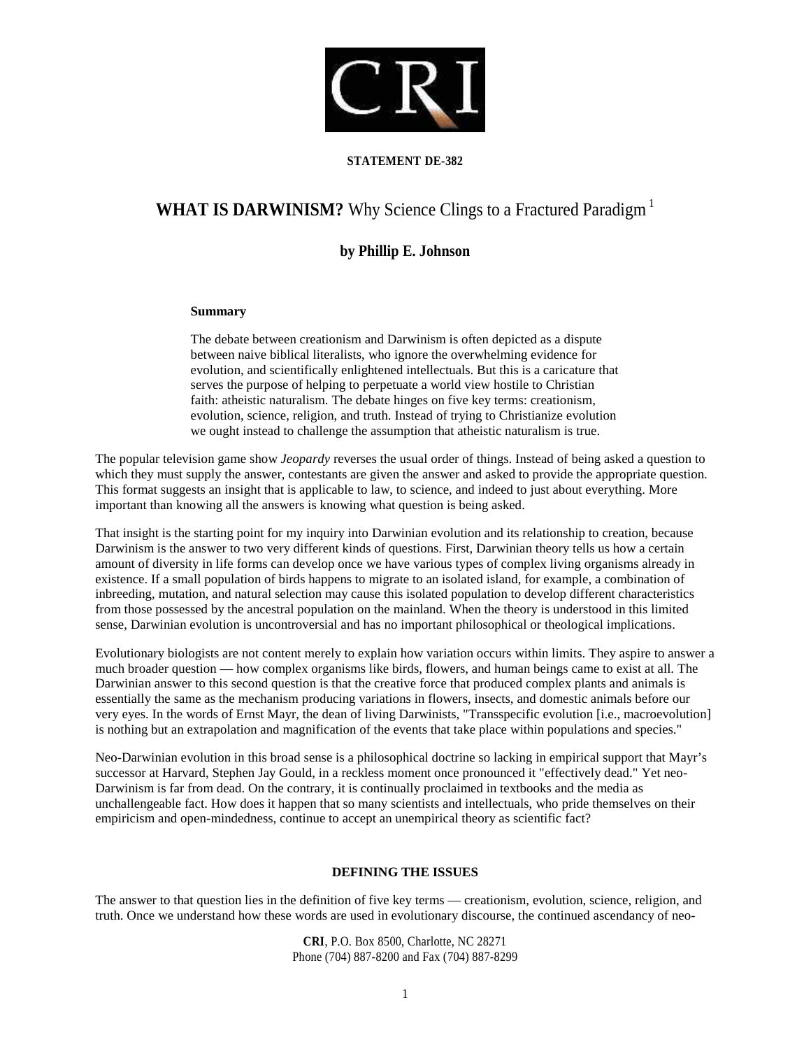**STATEMENT DE-382**

# WHAT IS DARWINISM? Why Science Clings to a Fractured Paradigm [1]

### by Phillip E. Johnson

**Summary**

The debate between creationism and Darwinism is often depicted as a dispute between naive biblical literalists, who ignore the overwhelming evidence for evolution, and scientifically enlightened intellectuals. But this is a caricature that serves the purpose of helping to perpetuate a world view hostile to Christian faith: atheistic naturalism. The debate hinges on five key terms: creationism, evolution, science, religion, and truth. Instead of trying to Christianize evolution we ought instead to challenge the assumption that atheistic naturalism is true.

The popular television game show *Jeopardy* reverses the usual order of things. Instead of being asked a question to which they must supply the answer, contestants are given the answer and asked to provide the appropriate question. This format suggests an insight that is applicable to law, to science, and indeed to just about everything. More important than knowing all the answers is knowing what question is being asked.

That insight is the starting point for my inquiry into Darwinian evolution and its relationship to creation, because Darwinism is the answer to two very different kinds of questions. First, Darwinian theory tells us how a certain amount of diversity in life forms can develop once we have various types of complex living organisms already in existence. If a small population of birds happens to migrate to an isolated island, for example, a combination of inbreeding, mutation, and natural selection may cause this isolated population to develop different characteristics from those possessed by the ancestral population on the mainland. When the theory is understood in this limited sense, Darwinian evolution is uncontroversial and has no important philosophical or theological implications.

Evolutionary biologists are not content merely to explain how variation occurs within limits. They aspire to answer a much broader question — how complex organisms like birds, flowers, and human beings came to exist at all. The Darwinian answer to this second question is that the creative force that produced complex plants and animals is essentially the same as the mechanism producing variations in flowers, insects, and domestic animals before our very eyes. In the words of Ernst Mayr, the dean of living Darwinists, "Transspecific evolution [i.e., macroevolution] is nothing but an extrapolation and magnification of the events that take place within populations and species."

Neo-Darwinian evolution in this broad sense is a philosophical doctrine so lacking in empirical support that Mayr's successor at Harvard, Stephen Jay Gould, in a reckless moment once pronounced it "effectively dead." Yet neo-Darwinism is far from dead. On the contrary, it is continually proclaimed in textbooks and the media as unchallengeable fact. How does it happen that so many scientists and intellectuals, who pride themselves on their empiricism and open-mindedness, continue to accept an unempirical theory as scientific fact?

## DEFINING THE ISSUES

The answer to that question lies in the definition of five key terms — creationism, evolution, science, religion, and truth. Once we understand how these words are used in evolutionary discourse, the continued ascendancy of neo-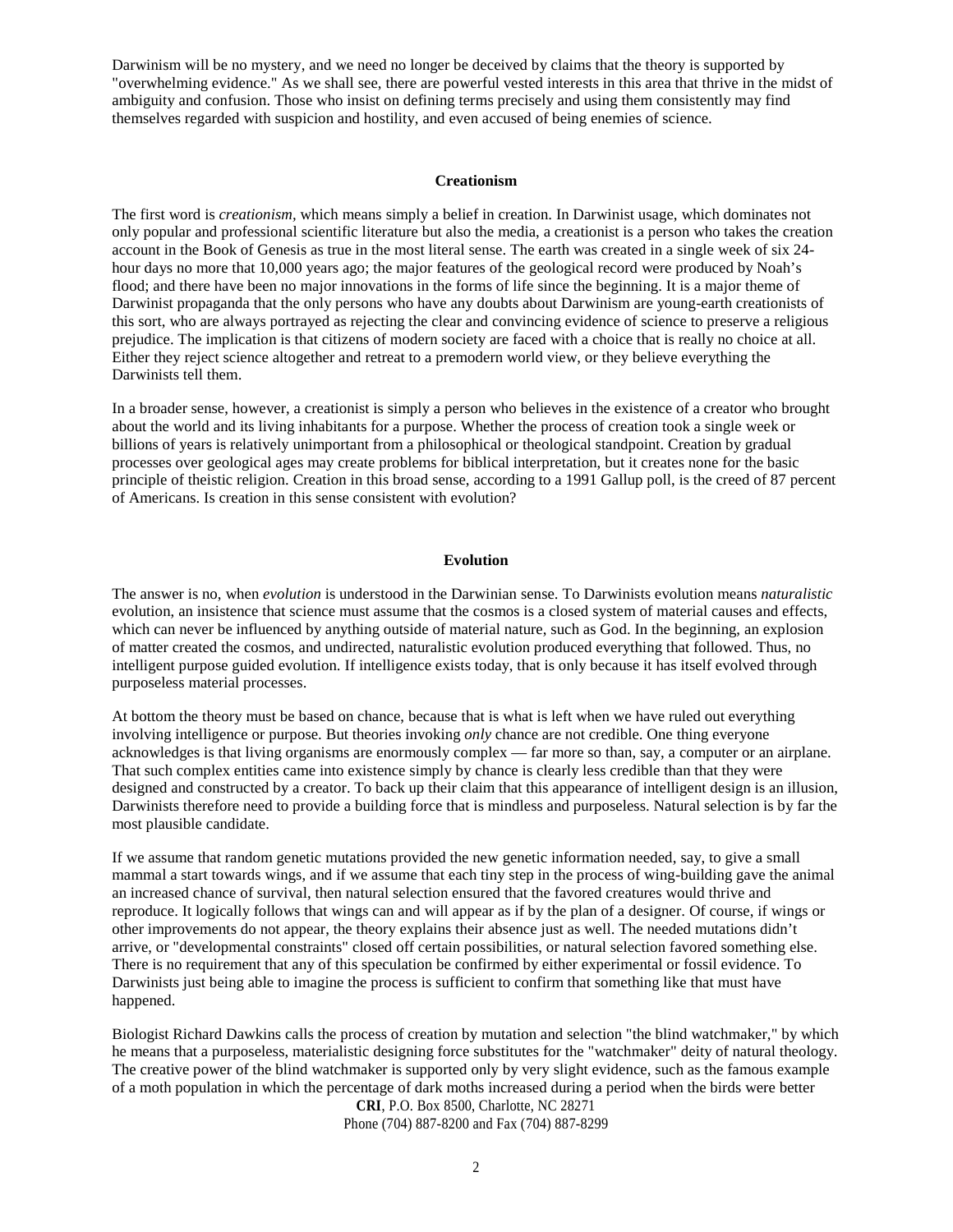Darwinism will be no mystery, and we need no longer be deceived by claims that the theory is supported by "overwhelming evidence." As we shall see, there are powerful vested interests in this area that thrive in the midst of ambiguity and confusion. Those who insist on defining terms precisely and using them consistently may find themselves regarded with suspicion and hostility, and even accused of being enemies of science.

### Creationism

The first word is *creationism*, which means simply a belief in creation. In Darwinist usage, which dominates not only popular and professional scientific literature but also the media, a creationist is a person who takes the creation account in the Book of Genesis as true in the most literal sense. The earth was created in a single week of six 24-hour days no more that 10,000 years ago; the major features of the geological record were produced by Noah's flood; and there have been no major innovations in the forms of life since the beginning. It is a major theme of Darwinist propaganda that the only persons who have any doubts about Darwinism are young-earth creationists of this sort, who are always portrayed as rejecting the clear and convincing evidence of science to preserve a religious prejudice. The implication is that citizens of modern society are faced with a choice that is really no choice at all. Either they reject science altogether and retreat to a premodern world view, or they believe everything the Darwinists tell them.

In a broader sense, however, a creationist is simply a person who believes in the existence of a creator who brought about the world and its living inhabitants for a purpose. Whether the process of creation took a single week or billions of years is relatively unimportant from a philosophical or theological standpoint. Creation by gradual processes over geological ages may create problems for biblical interpretation, but it creates none for the basic principle of theistic religion. Creation in this broad sense, according to a 1991 Gallup poll, is the creed of 87 percent of Americans. Is creation in this sense consistent with evolution?

### Evolution

The answer is no, when *evolution* is understood in the Darwinian sense. To Darwinists evolution means *naturalistic* evolution, an insistence that science must assume that the cosmos is a closed system of material causes and effects, which can never be influenced by anything outside of material nature, such as God. In the beginning, an explosion of matter created the cosmos, and undirected, naturalistic evolution produced everything that followed. Thus, no intelligent purpose guided evolution. If intelligence exists today, that is only because it has itself evolved through purposeless material processes.

At bottom the theory must be based on chance, because that is what is left when we have ruled out everything involving intelligence or purpose. But theories invoking *only* chance are not credible. One thing everyone acknowledges is that living organisms are enormously complex — far more so than, say, a computer or an airplane. That such complex entities came into existence simply by chance is clearly less credible than that they were designed and constructed by a creator. To back up their claim that this appearance of intelligent design is an illusion, Darwinists therefore need to provide a building force that is mindless and purposeless. Natural selection is by far the most plausible candidate.

If we assume that random genetic mutations provided the new genetic information needed, say, to give a small mammal a start towards wings, and if we assume that each tiny step in the process of wing-building gave the animal an increased chance of survival, then natural selection ensured that the favored creatures would thrive and reproduce. It logically follows that wings can and will appear as if by the plan of a designer. Of course, if wings or other improvements do not appear, the theory explains their absence just as well. The needed mutations didn't arrive, or "developmental constraints" closed off certain possibilities, or natural selection favored something else. There is no requirement that any of this speculation be confirmed by either experimental or fossil evidence. To Darwinists just being able to imagine the process is sufficient to confirm that something like that must have happened.

Biologist Richard Dawkins calls the process of creation by mutation and selection "the blind watchmaker," by which he means that a purposeless, materialistic designing force substitutes for the "watchmaker" deity of natural theology. The creative power of the blind watchmaker is supported only by very slight evidence, such as the famous example of a moth population in which the percentage of dark moths increased during a period when the birds were better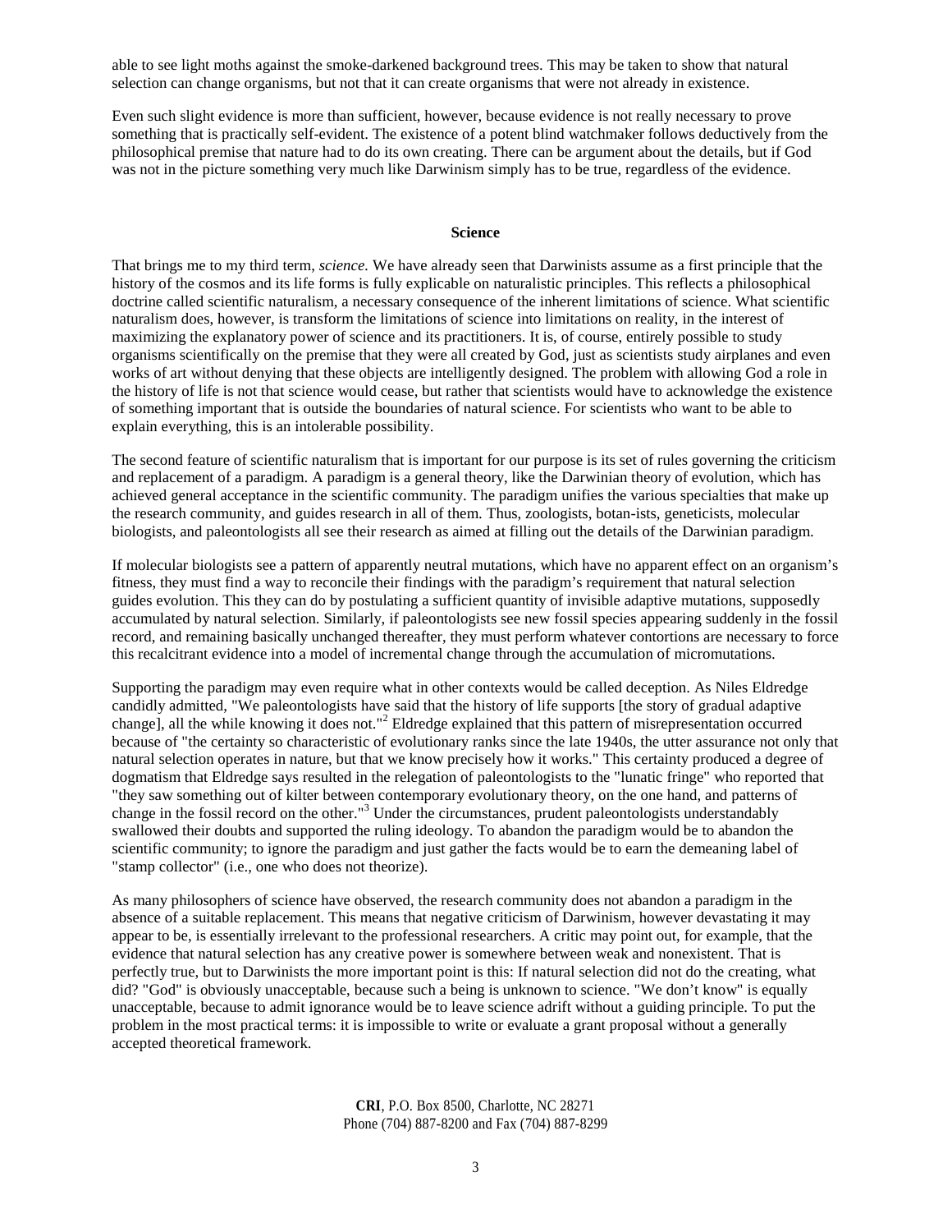able to see light moths against the smoke-darkened background trees. This may be taken to show that natural selection can change organisms, but not that it can create organisms that were not already in existence.

Even such slight evidence is more than sufficient, however, because evidence is not really necessary to prove something that is practically self-evident. The existence of a potent blind watchmaker follows deductively from the philosophical premise that nature had to do its own creating. There can be argument about the details, but if God was not in the picture something very much like Darwinism simply has to be true, regardless of the evidence.

## Science

That brings me to my third term, *science*. We have already seen that Darwinists assume as a first principle that the history of the cosmos and its life forms is fully explicable on naturalistic principles. This reflects a philosophical doctrine called scientific naturalism, a necessary consequence of the inherent limitations of science. What scientific naturalism does, however, is transform the limitations of science into limitations on reality, in the interest of maximizing the explanatory power of science and its practitioners. It is, of course, entirely possible to study organisms scientifically on the premise that they were all created by God, just as scientists study airplanes and even works of art without denying that these objects are intelligently designed. The problem with allowing God a role in the history of life is not that science would cease, but rather that scientists would have to acknowledge the existence of something important that is outside the boundaries of natural science. For scientists who want to be able to explain everything, this is an intolerable possibility.

The second feature of scientific naturalism that is important for our purpose is its set of rules governing the criticism and replacement of a paradigm. A paradigm is a general theory, like the Darwinian theory of evolution, which has achieved general acceptance in the scientific community. The paradigm unifies the various specialties that make up the research community, and guides research in all of them. Thus, zoologists, botan-ists, geneticists, molecular biologists, and paleontologists all see their research as aimed at filling out the details of the Darwinian paradigm.

If molecular biologists see a pattern of apparently neutral mutations, which have no apparent effect on an organism's fitness, they must find a way to reconcile their findings with the paradigm's requirement that natural selection guides evolution. This they can do by postulating a sufficient quantity of invisible adaptive mutations, supposedly accumulated by natural selection. Similarly, if paleontologists see new fossil species appearing suddenly in the fossil record, and remaining basically unchanged thereafter, they must perform whatever contortions are necessary to force this recalcitrant evidence into a model of incremental change through the accumulation of micromutations.

Supporting the paradigm may even require what in other contexts would be called deception. As Niles Eldredge candidly admitted, "We paleontologists have said that the history of life supports [the story of gradual adaptive change], all the while knowing it does not."[2] Eldredge explained that this pattern of misrepresentation occurred because of "the certainty so characteristic of evolutionary ranks since the late 1940s, the utter assurance not only that natural selection operates in nature, but that we know precisely how it works." This certainty produced a degree of dogmatism that Eldredge says resulted in the relegation of paleontologists to the "lunatic fringe" who reported that "they saw something out of kilter between contemporary evolutionary theory, on the one hand, and patterns of change in the fossil record on the other."[3] Under the circumstances, prudent paleontologists understandably swallowed their doubts and supported the ruling ideology. To abandon the paradigm would be to abandon the scientific community; to ignore the paradigm and just gather the facts would be to earn the demeaning label of "stamp collector" (i.e., one who does not theorize).

As many philosophers of science have observed, the research community does not abandon a paradigm in the absence of a suitable replacement. This means that negative criticism of Darwinism, however devastating it may appear to be, is essentially irrelevant to the professional researchers. A critic may point out, for example, that the evidence that natural selection has any creative power is somewhere between weak and nonexistent. That is perfectly true, but to Darwinists the more important point is this: If natural selection did not do the creating, what did? "God" is obviously unacceptable, because such a being is unknown to science. "We don't know" is equally unacceptable, because to admit ignorance would be to leave science adrift without a guiding principle. To put the problem in the most practical terms: it is impossible to write or evaluate a grant proposal without a generally accepted theoretical framework.

**CRI**, P.O. Box 8500, Charlotte, NC 28271
Phone (704) 887-8200 and Fax (704) 887-8299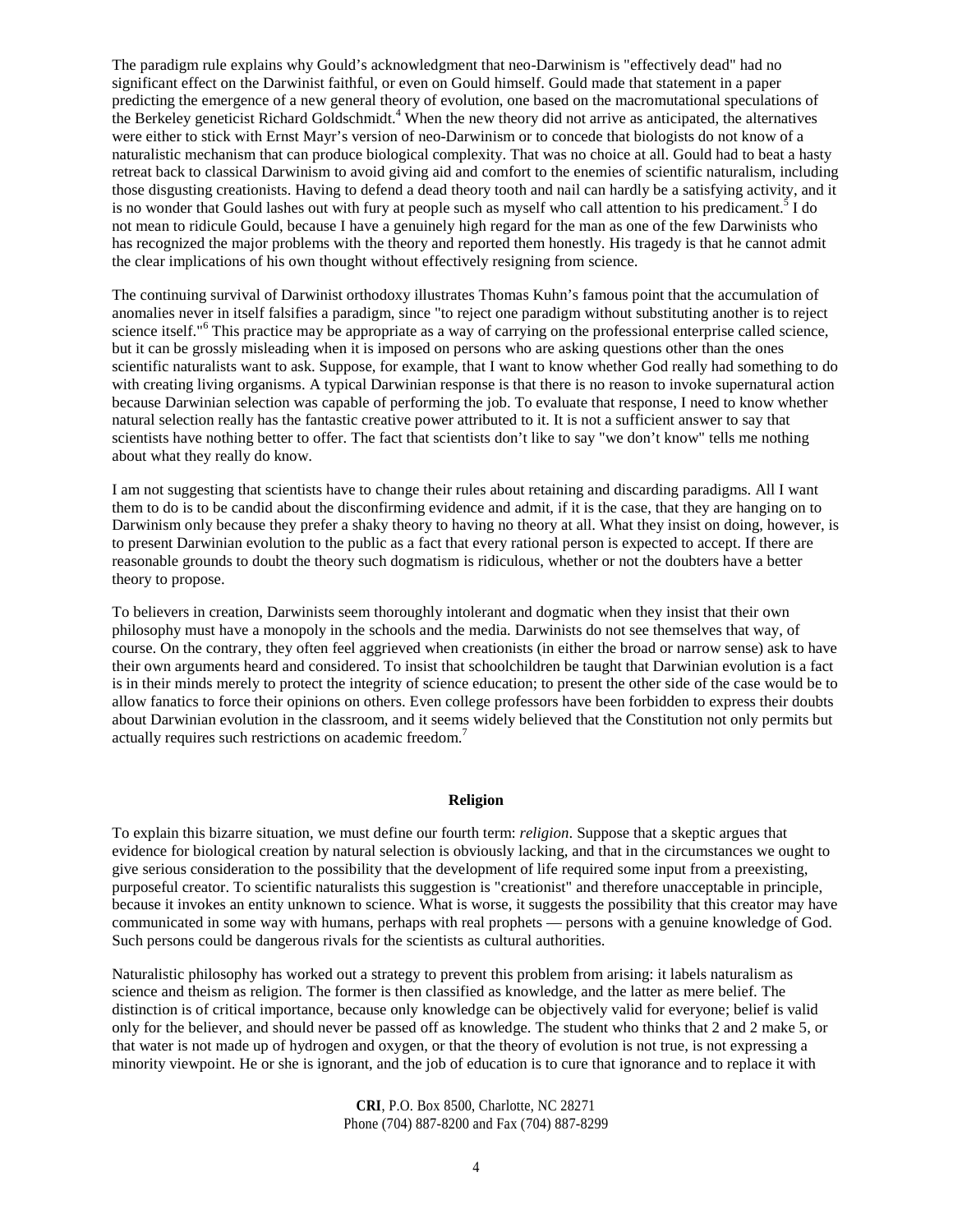The paradigm rule explains why Gould's acknowledgment that neo-Darwinism is "effectively dead" had no significant effect on the Darwinist faithful, or even on Gould himself. Gould made that statement in a paper predicting the emergence of a new general theory of evolution, one based on the macromutational speculations of the Berkeley geneticist Richard Goldschmidt.[4] When the new theory did not arrive as anticipated, the alternatives were either to stick with Ernst Mayr's version of neo-Darwinism or to concede that biologists do not know of a naturalistic mechanism that can produce biological complexity. That was no choice at all. Gould had to beat a hasty retreat back to classical Darwinism to avoid giving aid and comfort to the enemies of scientific naturalism, including those disgusting creationists. Having to defend a dead theory tooth and nail can hardly be a satisfying activity, and it is no wonder that Gould lashes out with fury at people such as myself who call attention to his predicament.[5] I do not mean to ridicule Gould, because I have a genuinely high regard for the man as one of the few Darwinists who has recognized the major problems with the theory and reported them honestly. His tragedy is that he cannot admit the clear implications of his own thought without effectively resigning from science.

The continuing survival of Darwinist orthodoxy illustrates Thomas Kuhn's famous point that the accumulation of anomalies never in itself falsifies a paradigm, since "to reject one paradigm without substituting another is to reject science itself."[6] This practice may be appropriate as a way of carrying on the professional enterprise called science, but it can be grossly misleading when it is imposed on persons who are asking questions other than the ones scientific naturalists want to ask. Suppose, for example, that I want to know whether God really had something to do with creating living organisms. A typical Darwinian response is that there is no reason to invoke supernatural action because Darwinian selection was capable of performing the job. To evaluate that response, I need to know whether natural selection really has the fantastic creative power attributed to it. It is not a sufficient answer to say that scientists have nothing better to offer. The fact that scientists don't like to say "we don't know" tells me nothing about what they really do know.

I am not suggesting that scientists have to change their rules about retaining and discarding paradigms. All I want them to do is to be candid about the disconfirming evidence and admit, if it is the case, that they are hanging on to Darwinism only because they prefer a shaky theory to having no theory at all. What they insist on doing, however, is to present Darwinian evolution to the public as a fact that every rational person is expected to accept. If there are reasonable grounds to doubt the theory such dogmatism is ridiculous, whether or not the doubters have a better theory to propose.

To believers in creation, Darwinists seem thoroughly intolerant and dogmatic when they insist that their own philosophy must have a monopoly in the schools and the media. Darwinists do not see themselves that way, of course. On the contrary, they often feel aggrieved when creationists (in either the broad or narrow sense) ask to have their own arguments heard and considered. To insist that schoolchildren be taught that Darwinian evolution is a fact is in their minds merely to protect the integrity of science education; to present the other side of the case would be to allow fanatics to force their opinions on others. Even college professors have been forbidden to express their doubts about Darwinian evolution in the classroom, and it seems widely believed that the Constitution not only permits but actually requires such restrictions on academic freedom.[7]

## Religion

To explain this bizarre situation, we must define our fourth term: *religion*. Suppose that a skeptic argues that evidence for biological creation by natural selection is obviously lacking, and that in the circumstances we ought to give serious consideration to the possibility that the development of life required some input from a preexisting, purposeful creator. To scientific naturalists this suggestion is "creationist" and therefore unacceptable in principle, because it invokes an entity unknown to science. What is worse, it suggests the possibility that this creator may have communicated in some way with humans, perhaps with real prophets — persons with a genuine knowledge of God. Such persons could be dangerous rivals for the scientists as cultural authorities.

Naturalistic philosophy has worked out a strategy to prevent this problem from arising: it labels naturalism as science and theism as religion. The former is then classified as knowledge, and the latter as mere belief. The distinction is of critical importance, because only knowledge can be objectively valid for everyone; belief is valid only for the believer, and should never be passed off as knowledge. The student who thinks that 2 and 2 make 5, or that water is not made up of hydrogen and oxygen, or that the theory of evolution is not true, is not expressing a minority viewpoint. He or she is ignorant, and the job of education is to cure that ignorance and to replace it with

**CRI**, P.O. Box 8500, Charlotte, NC 28271
Phone (704) 887-8200 and Fax (704) 887-8299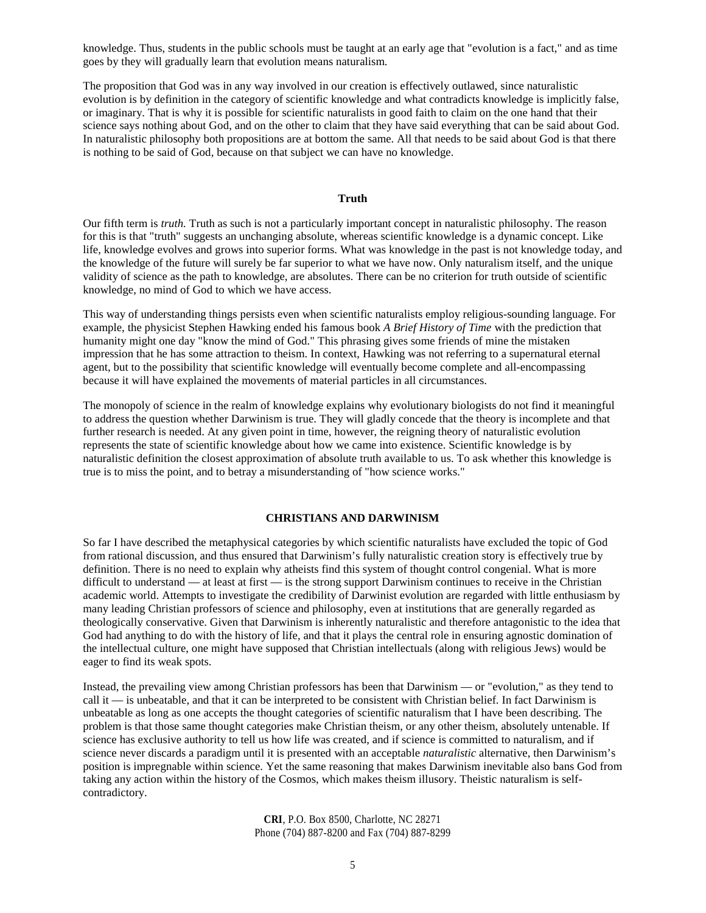knowledge. Thus, students in the public schools must be taught at an early age that "evolution is a fact," and as time goes by they will gradually learn that evolution means naturalism.

The proposition that God was in any way involved in our creation is effectively outlawed, since naturalistic evolution is by definition in the category of scientific knowledge and what contradicts knowledge is implicitly false, or imaginary. That is why it is possible for scientific naturalists in good faith to claim on the one hand that their science says nothing about God, and on the other to claim that they have said everything that can be said about God. In naturalistic philosophy both propositions are at bottom the same. All that needs to be said about God is that there is nothing to be said of God, because on that subject we can have no knowledge.

### Truth

Our fifth term is *truth.* Truth as such is not a particularly important concept in naturalistic philosophy. The reason for this is that "truth" suggests an unchanging absolute, whereas scientific knowledge is a dynamic concept. Like life, knowledge evolves and grows into superior forms. What was knowledge in the past is not knowledge today, and the knowledge of the future will surely be far superior to what we have now. Only naturalism itself, and the unique validity of science as the path to knowledge, are absolutes. There can be no criterion for truth outside of scientific knowledge, no mind of God to which we have access.

This way of understanding things persists even when scientific naturalists employ religious-sounding language. For example, the physicist Stephen Hawking ended his famous book *A Brief History of Time* with the prediction that humanity might one day "know the mind of God." This phrasing gives some friends of mine the mistaken impression that he has some attraction to theism. In context, Hawking was not referring to a supernatural eternal agent, but to the possibility that scientific knowledge will eventually become complete and all-encompassing because it will have explained the movements of material particles in all circumstances.

The monopoly of science in the realm of knowledge explains why evolutionary biologists do not find it meaningful to address the question whether Darwinism is true. They will gladly concede that the theory is incomplete and that further research is needed. At any given point in time, however, the reigning theory of naturalistic evolution represents the state of scientific knowledge about how we came into existence. Scientific knowledge is by naturalistic definition the closest approximation of absolute truth available to us. To ask whether this knowledge is true is to miss the point, and to betray a misunderstanding of "how science works."

## CHRISTIANS AND DARWINISM

So far I have described the metaphysical categories by which scientific naturalists have excluded the topic of God from rational discussion, and thus ensured that Darwinism's fully naturalistic creation story is effectively true by definition. There is no need to explain why atheists find this system of thought control congenial. What is more difficult to understand — at least at first — is the strong support Darwinism continues to receive in the Christian academic world. Attempts to investigate the credibility of Darwinist evolution are regarded with little enthusiasm by many leading Christian professors of science and philosophy, even at institutions that are generally regarded as theologically conservative. Given that Darwinism is inherently naturalistic and therefore antagonistic to the idea that God had anything to do with the history of life, and that it plays the central role in ensuring agnostic domination of the intellectual culture, one might have supposed that Christian intellectuals (along with religious Jews) would be eager to find its weak spots.

Instead, the prevailing view among Christian professors has been that Darwinism — or "evolution," as they tend to call it — is unbeatable, and that it can be interpreted to be consistent with Christian belief. In fact Darwinism is unbeatable as long as one accepts the thought categories of scientific naturalism that I have been describing. The problem is that those same thought categories make Christian theism, or any other theism, absolutely untenable. If science has exclusive authority to tell us how life was created, and if science is committed to naturalism, and if science never discards a paradigm until it is presented with an acceptable *naturalistic* alternative, then Darwinism's position is impregnable within science. Yet the same reasoning that makes Darwinism inevitable also bans God from taking any action within the history of the Cosmos, which makes theism illusory. Theistic naturalism is self-contradictory.

**CRI**, P.O. Box 8500, Charlotte, NC 28271
Phone (704) 887-8200 and Fax (704) 887-8299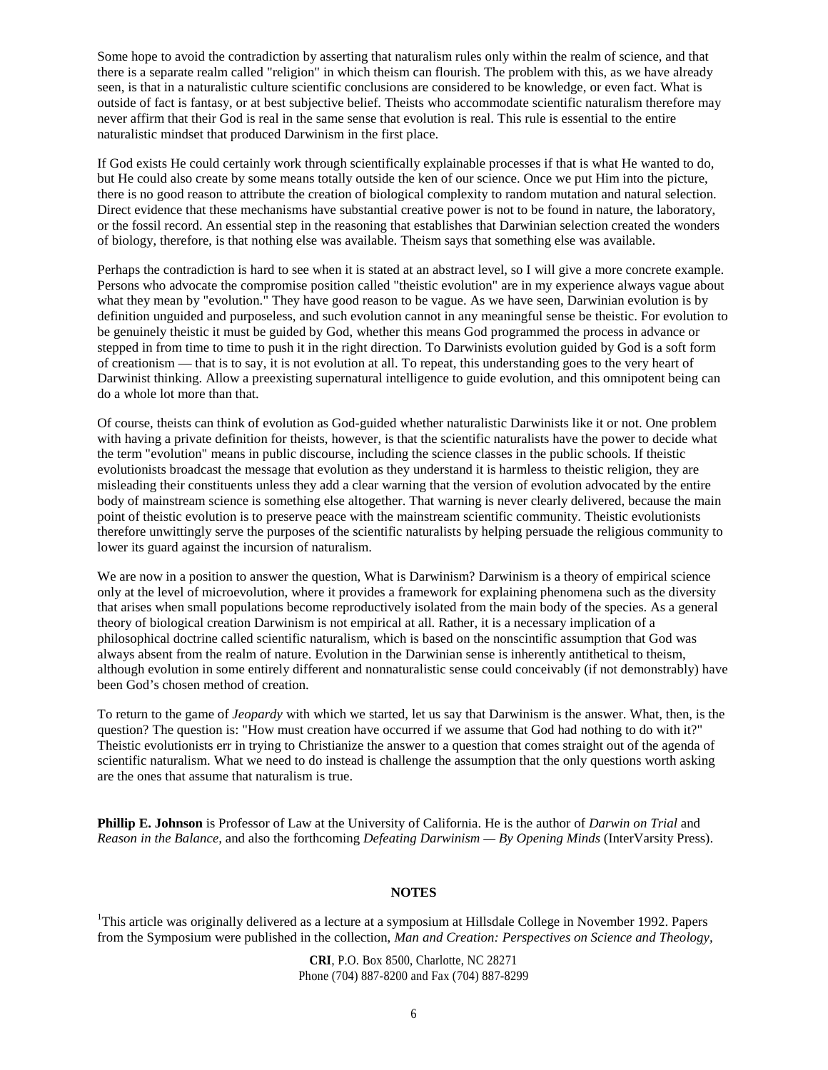Some hope to avoid the contradiction by asserting that naturalism rules only within the realm of science, and that there is a separate realm called "religion" in which theism can flourish. The problem with this, as we have already seen, is that in a naturalistic culture scientific conclusions are considered to be knowledge, or even fact. What is outside of fact is fantasy, or at best subjective belief. Theists who accommodate scientific naturalism therefore may never affirm that their God is real in the same sense that evolution is real. This rule is essential to the entire naturalistic mindset that produced Darwinism in the first place.

If God exists He could certainly work through scientifically explainable processes if that is what He wanted to do, but He could also create by some means totally outside the ken of our science. Once we put Him into the picture, there is no good reason to attribute the creation of biological complexity to random mutation and natural selection. Direct evidence that these mechanisms have substantial creative power is not to be found in nature, the laboratory, or the fossil record. An essential step in the reasoning that establishes that Darwinian selection created the wonders of biology, therefore, is that nothing else was available. Theism says that something else was available.

Perhaps the contradiction is hard to see when it is stated at an abstract level, so I will give a more concrete example. Persons who advocate the compromise position called "theistic evolution" are in my experience always vague about what they mean by "evolution." They have good reason to be vague. As we have seen, Darwinian evolution is by definition unguided and purposeless, and such evolution cannot in any meaningful sense be theistic. For evolution to be genuinely theistic it must be guided by God, whether this means God programmed the process in advance or stepped in from time to time to push it in the right direction. To Darwinists evolution guided by God is a soft form of creationism — that is to say, it is not evolution at all. To repeat, this understanding goes to the very heart of Darwinist thinking. Allow a preexisting supernatural intelligence to guide evolution, and this omnipotent being can do a whole lot more than that.

Of course, theists can think of evolution as God-guided whether naturalistic Darwinists like it or not. One problem with having a private definition for theists, however, is that the scientific naturalists have the power to decide what the term "evolution" means in public discourse, including the science classes in the public schools. If theistic evolutionists broadcast the message that evolution as they understand it is harmless to theistic religion, they are misleading their constituents unless they add a clear warning that the version of evolution advocated by the entire body of mainstream science is something else altogether. That warning is never clearly delivered, because the main point of theistic evolution is to preserve peace with the mainstream scientific community. Theistic evolutionists therefore unwittingly serve the purposes of the scientific naturalists by helping persuade the religious community to lower its guard against the incursion of naturalism.

We are now in a position to answer the question, What is Darwinism? Darwinism is a theory of empirical science only at the level of microevolution, where it provides a framework for explaining phenomena such as the diversity that arises when small populations become reproductively isolated from the main body of the species. As a general theory of biological creation Darwinism is not empirical at all. Rather, it is a necessary implication of a philosophical doctrine called scientific naturalism, which is based on the nonscintific assumption that God was always absent from the realm of nature. Evolution in the Darwinian sense is inherently antithetical to theism, although evolution in some entirely different and nonnaturalistic sense could conceivably (if not demonstrably) have been God's chosen method of creation.

To return to the game of *Jeopardy* with which we started, let us say that Darwinism is the answer. What, then, is the question? The question is: "How must creation have occurred if we assume that God had nothing to do with it?" Theistic evolutionists err in trying to Christianize the answer to a question that comes straight out of the agenda of scientific naturalism. What we need to do instead is challenge the assumption that the only questions worth asking are the ones that assume that naturalism is true.

**Phillip E. Johnson** is Professor of Law at the University of California. He is the author of *Darwin on Trial* and *Reason in the Balance,* and also the forthcoming *Defeating Darwinism — By Opening Minds* (InterVarsity Press).

## NOTES

[1]This article was originally delivered as a lecture at a symposium at Hillsdale College in November 1992. Papers from the Symposium were published in the collection, *Man and Creation: Perspectives on Science and Theology*,

**CRI**, P.O. Box 8500, Charlotte, NC 28271
Phone (704) 887-8200 and Fax (704) 887-8299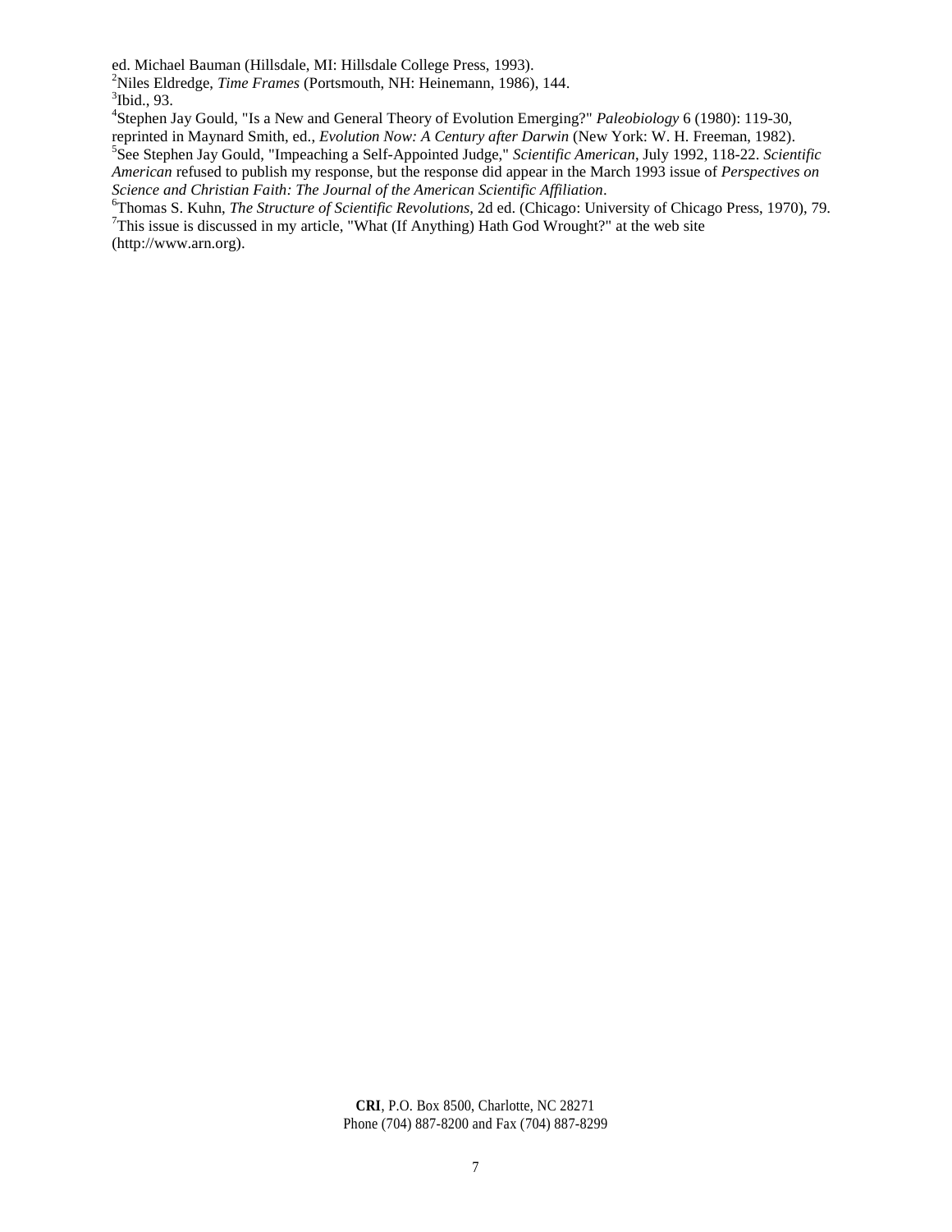ed. Michael Bauman (Hillsdale, MI: Hillsdale College Press, 1993).

[2]Niles Eldredge, *Time Frames* (Portsmouth, NH: Heinemann, 1986), 144.

[3]Ibid., 93.

[4]Stephen Jay Gould, "Is a New and General Theory of Evolution Emerging?" *Paleobiology* 6 (1980): 119-30, reprinted in Maynard Smith, ed., *Evolution Now: A Century after Darwin* (New York: W. H. Freeman, 1982).

[5]See Stephen Jay Gould, "Impeaching a Self-Appointed Judge," *Scientific American*, July 1992, 118-22. *Scientific American* refused to publish my response, but the response did appear in the March 1993 issue of *Perspectives on Science and Christian Faith: The Journal of the American Scientific Affiliation*.

[6]Thomas S. Kuhn, *The Structure of Scientific Revolutions*, 2d ed. (Chicago: University of Chicago Press, 1970), 79.

[7]This issue is discussed in my article, "What (If Anything) Hath God Wrought?" at the web site (http://www.arn.org).

**CRI**, P.O. Box 8500, Charlotte, NC 28271
Phone (704) 887-8200 and Fax (704) 887-8299